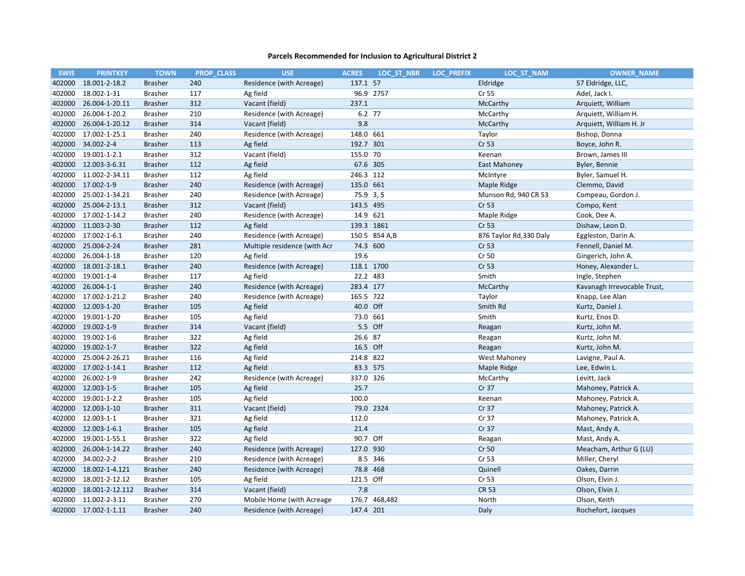# Parcels Recommended for Inclusion to Agricultural District 2

| SWIS | PRINTKEY | TOWN | PROP_CLASS | USE | ACRES | LOC_ST_NBR | LOC_PREFIX | LOC_ST_NAM | OWNER_NAME |
|---|---|---|---|---|---|---|---|---|---|
| 402000 | 18.001-2-18.2 | Brasher | 240 | Residence (with Acreage) | 137.1 | 57 | | Eldridge | 57 Eldridge, LLC, |
| 402000 | 18.002-1-31 | Brasher | 117 | Ag field | 96.9 | 2757 | | Cr 55 | Adel, Jack I. |
| 402000 | 26.004-1-20.11 | Brasher | 312 | Vacant (field) | 237.1 | | | McCarthy | Arquiett, William |
| 402000 | 26.004-1-20.2 | Brasher | 210 | Residence (with Acreage) | 6.2 | 77 | | McCarthy | Arquiett, William H. |
| 402000 | 26.004-1-20.12 | Brasher | 314 | Vacant (field) | 9.8 | | | McCarthy | Arquiett, William H. Jr |
| 402000 | 17.002-1-25.1 | Brasher | 240 | Residence (with Acreage) | 148.0 | 661 | | Taylor | Bishop, Donna |
| 402000 | 34.002-2-4 | Brasher | 113 | Ag field | 192.7 | 301 | | Cr 53 | Boyce, John R. |
| 402000 | 19.001-1-2.1 | Brasher | 312 | Vacant (field) | 155.0 | 70 | | Keenan | Brown, James III |
| 402000 | 12.003-3-6.31 | Brasher | 112 | Ag field | 67.6 | 305 | | East Mahoney | Byler, Bennie |
| 402000 | 11.002-2-34.11 | Brasher | 112 | Ag field | 246.3 | 112 | | McIntyre | Byler, Samuel H. |
| 402000 | 17.002-1-9 | Brasher | 240 | Residence (with Acreage) | 135.0 | 661 | | Maple Ridge | Clemmo, David |
| 402000 | 25.002-1-34.21 | Brasher | 240 | Residence (with Acreage) | 75.9 | 3, 5 | | Munson Rd, 940 CR 53 | Compeau, Gordon J. |
| 402000 | 25.004-2-13.1 | Brasher | 312 | Vacant (field) | 143.5 | 495 | | Cr 53 | Compo, Kent |
| 402000 | 17.002-1-14.2 | Brasher | 240 | Residence (with Acreage) | 14.9 | 621 | | Maple Ridge | Cook, Dee A. |
| 402000 | 11.003-2-30 | Brasher | 112 | Ag field | 139.3 | 1861 | | Cr 53 | Dishaw, Leon D. |
| 402000 | 17.002-1-6.1 | Brasher | 240 | Residence (with Acreage) | 150.5 | 854 A,B | | 876 Taylor Rd,330 Daly | Eggleston, Darin A. |
| 402000 | 25.004-2-24 | Brasher | 281 | Multiple residence (with Acr | 74.3 | 600 | | Cr 53 | Fennell, Daniel M. |
| 402000 | 26.004-1-18 | Brasher | 120 | Ag field | 19.6 | | | Cr 50 | Gingerich, John A. |
| 402000 | 18.001-2-18.1 | Brasher | 240 | Residence (with Acreage) | 118.1 | 1700 | | Cr 53 | Honey, Alexander L. |
| 402000 | 19.001-1-4 | Brasher | 117 | Ag field | 22.2 | 483 | | Smith | Ingle, Stephen |
| 402000 | 26.004-1-1 | Brasher | 240 | Residence (with Acreage) | 283.4 | 177 | | McCarthy | Kavanagh Irrevocable Trust, |
| 402000 | 17.002-1-21.2 | Brasher | 240 | Residence (with Acreage) | 165.5 | 722 | | Taylor | Knapp, Lee Alan |
| 402000 | 12.003-1-20 | Brasher | 105 | Ag field | 40.0 | Off | | Smith Rd | Kurtz, Daniel J. |
| 402000 | 19.001-1-20 | Brasher | 105 | Ag field | 73.0 | 661 | | Smith | Kurtz, Enos D. |
| 402000 | 19.002-1-9 | Brasher | 314 | Vacant (field) | 5.5 | Off | | Reagan | Kurtz, John M. |
| 402000 | 19.002-1-6 | Brasher | 322 | Ag field | 26.6 | 87 | | Reagan | Kurtz, John M. |
| 402000 | 19.002-1-7 | Brasher | 322 | Ag field | 16.5 | Off | | Reagan | Kurtz, John M. |
| 402000 | 25.004-2-26.21 | Brasher | 116 | Ag field | 214.8 | 822 | | West Mahoney | Lavigne, Paul A. |
| 402000 | 17.002-1-14.1 | Brasher | 112 | Ag field | 83.3 | 575 | | Maple Ridge | Lee, Edwin L. |
| 402000 | 26.002-1-9 | Brasher | 242 | Residence (with Acreage) | 337.0 | 326 | | McCarthy | Levitt, Jack |
| 402000 | 12.003-1-5 | Brasher | 105 | Ag field | 25.7 | | | Cr 37 | Mahoney, Patrick A. |
| 402000 | 19.001-1-2.2 | Brasher | 105 | Ag field | 100.0 | | | Keenan | Mahoney, Patrick A. |
| 402000 | 12.003-1-10 | Brasher | 311 | Vacant (field) | 79.0 | 2324 | | Cr 37 | Mahoney, Patrick A. |
| 402000 | 12.003-1-1 | Brasher | 321 | Ag field | 112.0 | | | Cr 37 | Mahoney, Patrick A. |
| 402000 | 12.003-1-6.1 | Brasher | 105 | Ag field | 21.4 | | | Cr 37 | Mast, Andy A. |
| 402000 | 19.001-1-55.1 | Brasher | 322 | Ag field | 90.7 | Off | | Reagan | Mast, Andy A. |
| 402000 | 26.004-1-14.22 | Brasher | 240 | Residence (with Acreage) | 127.0 | 930 | | Cr 50 | Meacham, Arthur G (LU) |
| 402000 | 34.002-2-2 | Brasher | 210 | Residence (with Acreage) | 8.5 | 346 | | Cr 53 | Miller, Cheryl |
| 402000 | 18.002-1-4.121 | Brasher | 240 | Residence (with Acreage) | 78.8 | 468 | | Quinell | Oakes, Darrin |
| 402000 | 18.001-2-12.12 | Brasher | 105 | Ag field | 121.5 | Off | | Cr 53 | Olson, Elvin J. |
| 402000 | 18.001-2-12.112 | Brasher | 314 | Vacant (field) | 7.8 | | | CR 53 | Olson, Elvin J. |
| 402000 | 11.002-2-3.11 | Brasher | 270 | Mobile Home (with Acreage | 176.7 | 468,482 | | North | Olson, Keith |
| 402000 | 17.002-1-1.11 | Brasher | 240 | Residence (with Acreage) | 147.4 | 201 | | Daly | Rochefort, Jacques |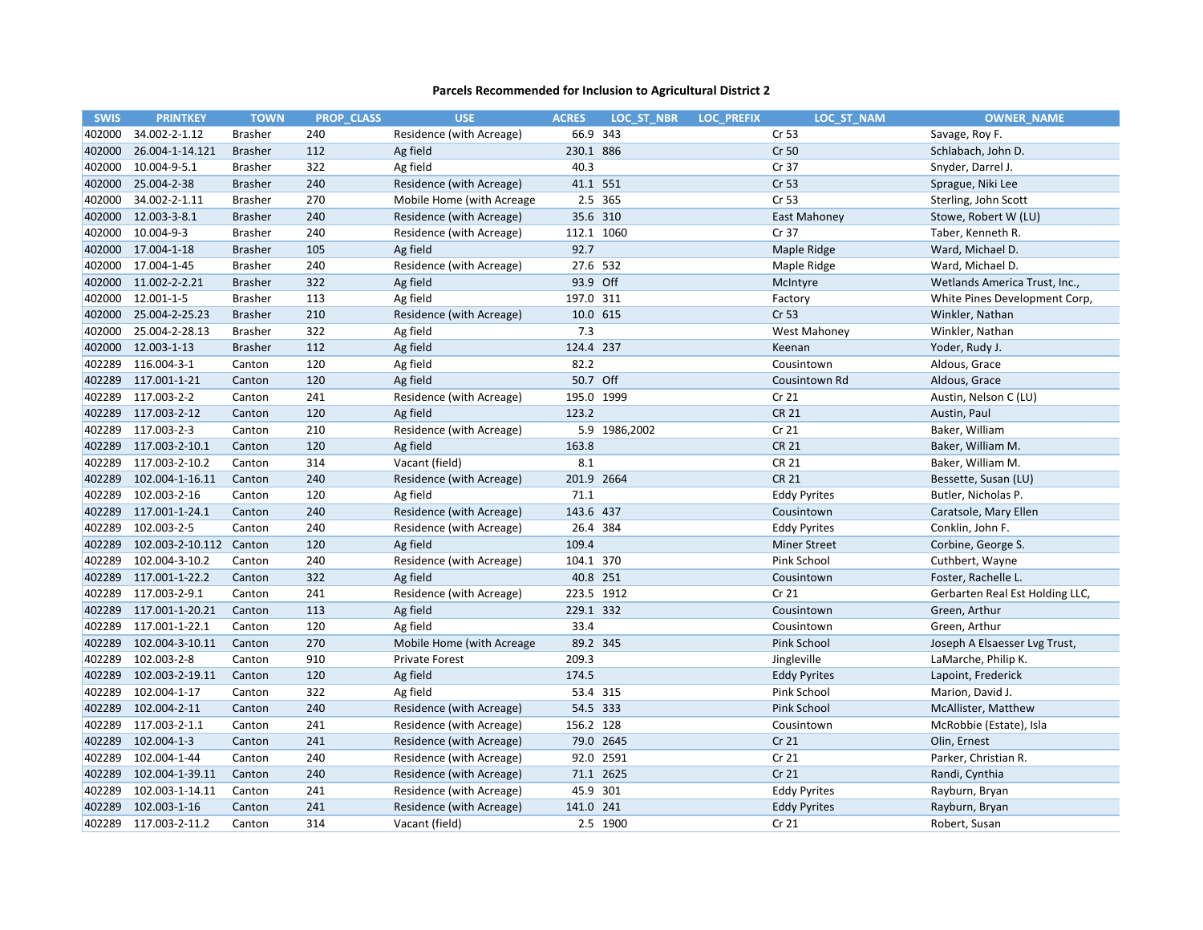### Parcels Recommended for Inclusion to Agricultural District 2

| SWIS | PRINTKEY | TOWN | PROP_CLASS | USE | ACRES | LOC_ST_NBR | LOC_PREFIX | LOC_ST_NAM | OWNER_NAME |
|---|---|---|---|---|---|---|---|---|---|
| 402000 | 34.002-2-1.12 | Brasher | 240 | Residence (with Acreage) | 66.9 | 343 | | Cr 53 | Savage, Roy F. |
| 402000 | 26.004-1-14.121 | Brasher | 112 | Ag field | 230.1 | 886 | | Cr 50 | Schlabach, John D. |
| 402000 | 10.004-9-5.1 | Brasher | 322 | Ag field | 40.3 | | | Cr 37 | Snyder, Darrel J. |
| 402000 | 25.004-2-38 | Brasher | 240 | Residence (with Acreage) | 41.1 | 551 | | Cr 53 | Sprague, Niki Lee |
| 402000 | 34.002-2-1.11 | Brasher | 270 | Mobile Home (with Acreage | 2.5 | 365 | | Cr 53 | Sterling, John Scott |
| 402000 | 12.003-3-8.1 | Brasher | 240 | Residence (with Acreage) | 35.6 | 310 | | East Mahoney | Stowe, Robert W (LU) |
| 402000 | 10.004-9-3 | Brasher | 240 | Residence (with Acreage) | 112.1 | 1060 | | Cr 37 | Taber, Kenneth R. |
| 402000 | 17.004-1-18 | Brasher | 105 | Ag field | 92.7 | | | Maple Ridge | Ward, Michael D. |
| 402000 | 17.004-1-45 | Brasher | 240 | Residence (with Acreage) | 27.6 | 532 | | Maple Ridge | Ward, Michael D. |
| 402000 | 11.002-2-2.21 | Brasher | 322 | Ag field | 93.9 | Off | | McIntyre | Wetlands America Trust, Inc., |
| 402000 | 12.001-1-5 | Brasher | 113 | Ag field | 197.0 | 311 | | Factory | White Pines Development Corp, |
| 402000 | 25.004-2-25.23 | Brasher | 210 | Residence (with Acreage) | 10.0 | 615 | | Cr 53 | Winkler, Nathan |
| 402000 | 25.004-2-28.13 | Brasher | 322 | Ag field | 7.3 | | | West Mahoney | Winkler, Nathan |
| 402000 | 12.003-1-13 | Brasher | 112 | Ag field | 124.4 | 237 | | Keenan | Yoder, Rudy J. |
| 402289 | 116.004-3-1 | Canton | 120 | Ag field | 82.2 | | | Cousintown | Aldous, Grace |
| 402289 | 117.001-1-21 | Canton | 120 | Ag field | 50.7 | Off | | Cousintown Rd | Aldous, Grace |
| 402289 | 117.003-2-2 | Canton | 241 | Residence (with Acreage) | 195.0 | 1999 | | Cr 21 | Austin, Nelson C (LU) |
| 402289 | 117.003-2-12 | Canton | 120 | Ag field | 123.2 | | | CR 21 | Austin, Paul |
| 402289 | 117.003-2-3 | Canton | 210 | Residence (with Acreage) | 5.9 | 1986,2002 | | Cr 21 | Baker, William |
| 402289 | 117.003-2-10.1 | Canton | 120 | Ag field | 163.8 | | | CR 21 | Baker, William M. |
| 402289 | 117.003-2-10.2 | Canton | 314 | Vacant (field) | 8.1 | | | CR 21 | Baker, William M. |
| 402289 | 102.004-1-16.11 | Canton | 240 | Residence (with Acreage) | 201.9 | 2664 | | CR 21 | Bessette, Susan (LU) |
| 402289 | 102.003-2-16 | Canton | 120 | Ag field | 71.1 | | | Eddy Pyrites | Butler, Nicholas P. |
| 402289 | 117.001-1-24.1 | Canton | 240 | Residence (with Acreage) | 143.6 | 437 | | Cousintown | Caratsole, Mary Ellen |
| 402289 | 102.003-2-5 | Canton | 240 | Residence (with Acreage) | 26.4 | 384 | | Eddy Pyrites | Conklin, John F. |
| 402289 | 102.003-2-10.112 | Canton | 120 | Ag field | 109.4 | | | Miner Street | Corbine, George S. |
| 402289 | 102.004-3-10.2 | Canton | 240 | Residence (with Acreage) | 104.1 | 370 | | Pink School | Cuthbert, Wayne |
| 402289 | 117.001-1-22.2 | Canton | 322 | Ag field | 40.8 | 251 | | Cousintown | Foster, Rachelle L. |
| 402289 | 117.003-2-9.1 | Canton | 241 | Residence (with Acreage) | 223.5 | 1912 | | Cr 21 | Gerbarten Real Est Holding LLC, |
| 402289 | 117.001-1-20.21 | Canton | 113 | Ag field | 229.1 | 332 | | Cousintown | Green, Arthur |
| 402289 | 117.001-1-22.1 | Canton | 120 | Ag field | 33.4 | | | Cousintown | Green, Arthur |
| 402289 | 102.004-3-10.11 | Canton | 270 | Mobile Home (with Acreage | 89.2 | 345 | | Pink School | Joseph A Elsaesser Lvg Trust, |
| 402289 | 102.003-2-8 | Canton | 910 | Private Forest | 209.3 | | | Jingleville | LaMarche, Philip K. |
| 402289 | 102.003-2-19.11 | Canton | 120 | Ag field | 174.5 | | | Eddy Pyrites | Lapoint, Frederick |
| 402289 | 102.004-1-17 | Canton | 322 | Ag field | 53.4 | 315 | | Pink School | Marion, David J. |
| 402289 | 102.004-2-11 | Canton | 240 | Residence (with Acreage) | 54.5 | 333 | | Pink School | McAllister, Matthew |
| 402289 | 117.003-2-1.1 | Canton | 241 | Residence (with Acreage) | 156.2 | 128 | | Cousintown | McRobbie (Estate), Isla |
| 402289 | 102.004-1-3 | Canton | 241 | Residence (with Acreage) | 79.0 | 2645 | | Cr 21 | Olin, Ernest |
| 402289 | 102.004-1-44 | Canton | 240 | Residence (with Acreage) | 92.0 | 2591 | | Cr 21 | Parker, Christian R. |
| 402289 | 102.004-1-39.11 | Canton | 240 | Residence (with Acreage) | 71.1 | 2625 | | Cr 21 | Randi, Cynthia |
| 402289 | 102.003-1-14.11 | Canton | 241 | Residence (with Acreage) | 45.9 | 301 | | Eddy Pyrites | Rayburn, Bryan |
| 402289 | 102.003-1-16 | Canton | 241 | Residence (with Acreage) | 141.0 | 241 | | Eddy Pyrites | Rayburn, Bryan |
| 402289 | 117.003-2-11.2 | Canton | 314 | Vacant (field) | 2.5 | 1900 | | Cr 21 | Robert, Susan |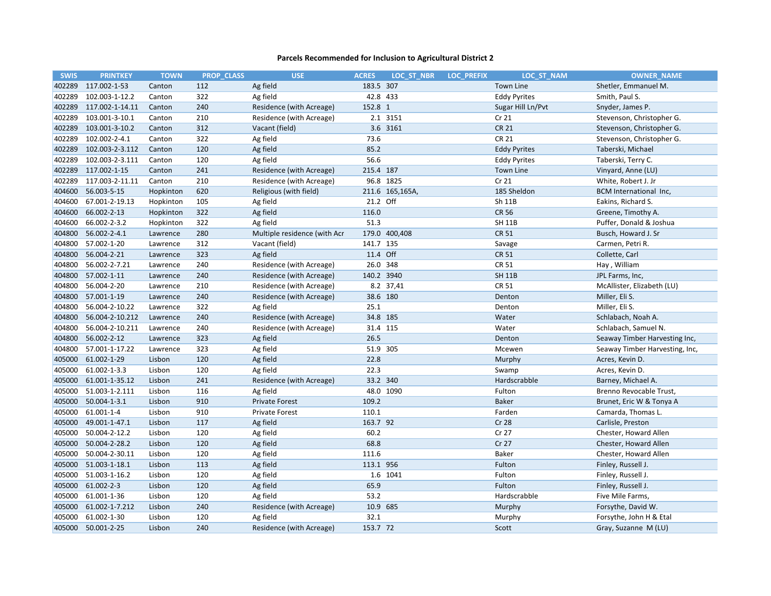### Parcels Recommended for Inclusion to Agricultural District 2

| SWIS | PRINTKEY | TOWN | PROP_CLASS | USE | ACRES | LOC_ST_NBR | LOC_PREFIX | LOC_ST_NAM | OWNER_NAME |
|---|---|---|---|---|---|---|---|---|---|
| 402289 | 117.002-1-53 | Canton | 112 | Ag field | 183.5 | 307 | | Town Line | Shetler, Emmanuel M. |
| 402289 | 102.003-1-12.2 | Canton | 322 | Ag field | 42.8 | 433 | | Eddy Pyrites | Smith, Paul S. |
| 402289 | 117.002-1-14.11 | Canton | 240 | Residence (with Acreage) | 152.8 | 1 | | Sugar Hill Ln/Pvt | Snyder, James P. |
| 402289 | 103.001-3-10.1 | Canton | 210 | Residence (with Acreage) | 2.1 | 3151 | | Cr 21 | Stevenson, Christopher G. |
| 402289 | 103.001-3-10.2 | Canton | 312 | Vacant (field) | 3.6 | 3161 | | CR 21 | Stevenson, Christopher G. |
| 402289 | 102.002-2-4.1 | Canton | 322 | Ag field | 73.6 | | | CR 21 | Stevenson, Christopher G. |
| 402289 | 102.003-2-3.112 | Canton | 120 | Ag field | 85.2 | | | Eddy Pyrites | Taberski, Michael |
| 402289 | 102.003-2-3.111 | Canton | 120 | Ag field | 56.6 | | | Eddy Pyrites | Taberski, Terry C. |
| 402289 | 117.002-1-15 | Canton | 241 | Residence (with Acreage) | 215.4 | 187 | | Town Line | Vinyard, Anne (LU) |
| 402289 | 117.003-2-11.11 | Canton | 210 | Residence (with Acreage) | 96.8 | 1825 | | Cr 21 | White, Robert J. Jr |
| 404600 | 56.003-5-15 | Hopkinton | 620 | Religious (with field) | 211.6 | 165,165A, | | 185 Sheldon | BCM International Inc, |
| 404600 | 67.001-2-19.13 | Hopkinton | 105 | Ag field | 21.2 | Off | | Sh 11B | Eakins, Richard S. |
| 404600 | 66.002-2-13 | Hopkinton | 322 | Ag field | 116.0 | | | CR 56 | Greene, Timothy A. |
| 404600 | 66.002-2-3.2 | Hopkinton | 322 | Ag field | 51.3 | | | SH 11B | Puffer, Donald & Joshua |
| 404800 | 56.002-2-4.1 | Lawrence | 280 | Multiple residence (with Acr | 179.0 | 400,408 | | CR 51 | Busch, Howard J. Sr |
| 404800 | 57.002-1-20 | Lawrence | 312 | Vacant (field) | 141.7 | 135 | | Savage | Carmen, Petri R. |
| 404800 | 56.004-2-21 | Lawrence | 323 | Ag field | 11.4 | Off | | CR 51 | Collette, Carl |
| 404800 | 56.002-2-7.21 | Lawrence | 240 | Residence (with Acreage) | 26.0 | 348 | | CR 51 | Hay , William |
| 404800 | 57.002-1-11 | Lawrence | 240 | Residence (with Acreage) | 140.2 | 3940 | | SH 11B | JPL Farms, Inc, |
| 404800 | 56.004-2-20 | Lawrence | 210 | Residence (with Acreage) | 8.2 | 37,41 | | CR 51 | McAllister, Elizabeth (LU) |
| 404800 | 57.001-1-19 | Lawrence | 240 | Residence (with Acreage) | 38.6 | 180 | | Denton | Miller, Eli S. |
| 404800 | 56.004-2-10.22 | Lawrence | 322 | Ag field | 25.1 | | | Denton | Miller, Eli S. |
| 404800 | 56.004-2-10.212 | Lawrence | 240 | Residence (with Acreage) | 34.8 | 185 | | Water | Schlabach, Noah A. |
| 404800 | 56.004-2-10.211 | Lawrence | 240 | Residence (with Acreage) | 31.4 | 115 | | Water | Schlabach, Samuel N. |
| 404800 | 56.002-2-12 | Lawrence | 323 | Ag field | 26.5 | | | Denton | Seaway Timber Harvesting Inc, |
| 404800 | 57.001-1-17.22 | Lawrence | 323 | Ag field | 51.9 | 305 | | Mcewen | Seaway Timber Harvesting, Inc, |
| 405000 | 61.002-1-29 | Lisbon | 120 | Ag field | 22.8 | | | Murphy | Acres, Kevin D. |
| 405000 | 61.002-1-3.3 | Lisbon | 120 | Ag field | 22.3 | | | Swamp | Acres, Kevin D. |
| 405000 | 61.001-1-35.12 | Lisbon | 241 | Residence (with Acreage) | 33.2 | 340 | | Hardscrabble | Barney, Michael A. |
| 405000 | 51.003-1-2.111 | Lisbon | 116 | Ag field | 48.0 | 1090 | | Fulton | Brenno Revocable Trust, |
| 405000 | 50.004-1-3.1 | Lisbon | 910 | Private Forest | 109.2 | | | Baker | Brunet, Eric W & Tonya A |
| 405000 | 61.001-1-4 | Lisbon | 910 | Private Forest | 110.1 | | | Farden | Camarda, Thomas L. |
| 405000 | 49.001-1-47.1 | Lisbon | 117 | Ag field | 163.7 | 92 | | Cr 28 | Carlisle, Preston |
| 405000 | 50.004-2-12.2 | Lisbon | 120 | Ag field | 60.2 | | | Cr 27 | Chester, Howard Allen |
| 405000 | 50.004-2-28.2 | Lisbon | 120 | Ag field | 68.8 | | | Cr 27 | Chester, Howard Allen |
| 405000 | 50.004-2-30.11 | Lisbon | 120 | Ag field | 111.6 | | | Baker | Chester, Howard Allen |
| 405000 | 51.003-1-18.1 | Lisbon | 113 | Ag field | 113.1 | 956 | | Fulton | Finley, Russell J. |
| 405000 | 51.003-1-16.2 | Lisbon | 120 | Ag field | 1.6 | 1041 | | Fulton | Finley, Russell J. |
| 405000 | 61.002-2-3 | Lisbon | 120 | Ag field | 65.9 | | | Fulton | Finley, Russell J. |
| 405000 | 61.001-1-36 | Lisbon | 120 | Ag field | 53.2 | | | Hardscrabble | Five Mile Farms, |
| 405000 | 61.002-1-7.212 | Lisbon | 240 | Residence (with Acreage) | 10.9 | 685 | | Murphy | Forsythe, David W. |
| 405000 | 61.002-1-30 | Lisbon | 120 | Ag field | 32.1 | | | Murphy | Forsythe, John H & Etal |
| 405000 | 50.001-2-25 | Lisbon | 240 | Residence (with Acreage) | 153.7 | 72 | | Scott | Gray, Suzanne M (LU) |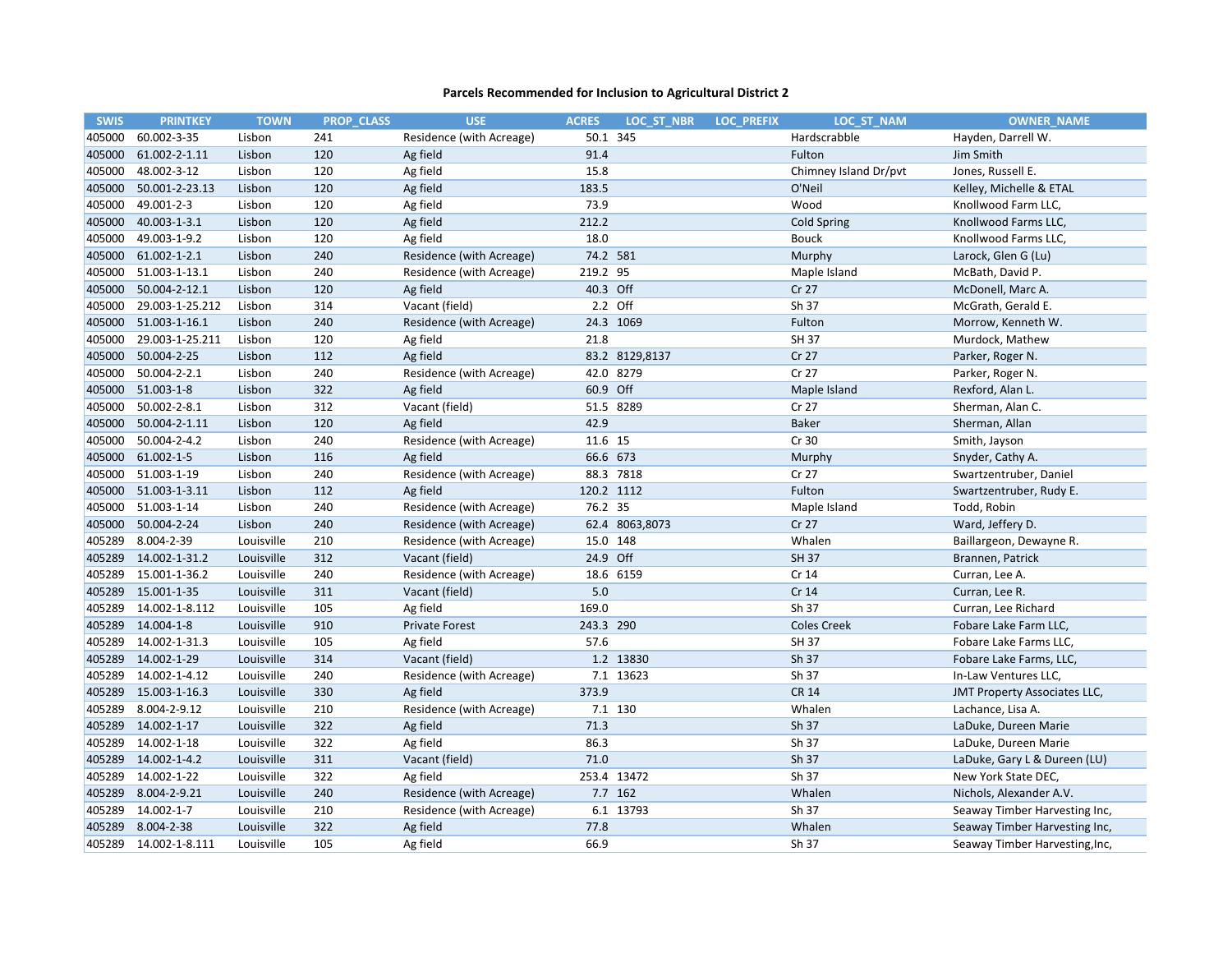### Parcels Recommended for Inclusion to Agricultural District 2

| SWIS | PRINTKEY | TOWN | PROP_CLASS | USE | ACRES | LOC_ST_NBR | LOC_PREFIX | LOC_ST_NAM | OWNER_NAME |
|---|---|---|---|---|---|---|---|---|---|
| 405000 | 60.002-3-35 | Lisbon | 241 | Residence (with Acreage) | 50.1 | 345 | | Hardscrabble | Hayden, Darrell W. |
| 405000 | 61.002-2-1.11 | Lisbon | 120 | Ag field | 91.4 | | | Fulton | Jim Smith |
| 405000 | 48.002-3-12 | Lisbon | 120 | Ag field | 15.8 | | | Chimney Island Dr/pvt | Jones, Russell E. |
| 405000 | 50.001-2-23.13 | Lisbon | 120 | Ag field | 183.5 | | | O'Neil | Kelley, Michelle & ETAL |
| 405000 | 49.001-2-3 | Lisbon | 120 | Ag field | 73.9 | | | Wood | Knollwood Farm LLC, |
| 405000 | 40.003-1-3.1 | Lisbon | 120 | Ag field | 212.2 | | | Cold Spring | Knollwood Farms LLC, |
| 405000 | 49.003-1-9.2 | Lisbon | 120 | Ag field | 18.0 | | | Bouck | Knollwood Farms LLC, |
| 405000 | 61.002-1-2.1 | Lisbon | 240 | Residence (with Acreage) | 74.2 | 581 | | Murphy | Larock, Glen G (Lu) |
| 405000 | 51.003-1-13.1 | Lisbon | 240 | Residence (with Acreage) | 219.2 | 95 | | Maple Island | McBath, David P. |
| 405000 | 50.004-2-12.1 | Lisbon | 120 | Ag field | 40.3 | Off | | Cr 27 | McDonell, Marc A. |
| 405000 | 29.003-1-25.212 | Lisbon | 314 | Vacant (field) | 2.2 | Off | | Sh 37 | McGrath, Gerald E. |
| 405000 | 51.003-1-16.1 | Lisbon | 240 | Residence (with Acreage) | 24.3 | 1069 | | Fulton | Morrow, Kenneth W. |
| 405000 | 29.003-1-25.211 | Lisbon | 120 | Ag field | 21.8 | | | SH 37 | Murdock, Mathew |
| 405000 | 50.004-2-25 | Lisbon | 112 | Ag field | 83.2 | 8129,8137 | | Cr 27 | Parker, Roger N. |
| 405000 | 50.004-2-2.1 | Lisbon | 240 | Residence (with Acreage) | 42.0 | 8279 | | Cr 27 | Parker, Roger N. |
| 405000 | 51.003-1-8 | Lisbon | 322 | Ag field | 60.9 | Off | | Maple Island | Rexford, Alan L. |
| 405000 | 50.002-2-8.1 | Lisbon | 312 | Vacant (field) | 51.5 | 8289 | | Cr 27 | Sherman, Alan C. |
| 405000 | 50.004-2-1.11 | Lisbon | 120 | Ag field | 42.9 | | | Baker | Sherman, Allan |
| 405000 | 50.004-2-4.2 | Lisbon | 240 | Residence (with Acreage) | 11.6 | 15 | | Cr 30 | Smith, Jayson |
| 405000 | 61.002-1-5 | Lisbon | 116 | Ag field | 66.6 | 673 | | Murphy | Snyder, Cathy A. |
| 405000 | 51.003-1-19 | Lisbon | 240 | Residence (with Acreage) | 88.3 | 7818 | | Cr 27 | Swartzentruber, Daniel |
| 405000 | 51.003-1-3.11 | Lisbon | 112 | Ag field | 120.2 | 1112 | | Fulton | Swartzentruber, Rudy E. |
| 405000 | 51.003-1-14 | Lisbon | 240 | Residence (with Acreage) | 76.2 | 35 | | Maple Island | Todd, Robin |
| 405000 | 50.004-2-24 | Lisbon | 240 | Residence (with Acreage) | 62.4 | 8063,8073 | | Cr 27 | Ward, Jeffery D. |
| 405289 | 8.004-2-39 | Louisville | 210 | Residence (with Acreage) | 15.0 | 148 | | Whalen | Baillargeon, Dewayne R. |
| 405289 | 14.002-1-31.2 | Louisville | 312 | Vacant (field) | 24.9 | Off | | SH 37 | Brannen, Patrick |
| 405289 | 15.001-1-36.2 | Louisville | 240 | Residence (with Acreage) | 18.6 | 6159 | | Cr 14 | Curran, Lee A. |
| 405289 | 15.001-1-35 | Louisville | 311 | Vacant (field) | 5.0 | | | Cr 14 | Curran, Lee R. |
| 405289 | 14.002-1-8.112 | Louisville | 105 | Ag field | 169.0 | | | Sh 37 | Curran, Lee Richard |
| 405289 | 14.004-1-8 | Louisville | 910 | Private Forest | 243.3 | 290 | | Coles Creek | Fobare Lake Farm LLC, |
| 405289 | 14.002-1-31.3 | Louisville | 105 | Ag field | 57.6 | | | SH 37 | Fobare Lake Farms LLC, |
| 405289 | 14.002-1-29 | Louisville | 314 | Vacant (field) | 1.2 | 13830 | | Sh 37 | Fobare Lake Farms, LLC, |
| 405289 | 14.002-1-4.12 | Louisville | 240 | Residence (with Acreage) | 7.1 | 13623 | | Sh 37 | In-Law Ventures LLC, |
| 405289 | 15.003-1-16.3 | Louisville | 330 | Ag field | 373.9 | | | CR 14 | JMT Property Associates LLC, |
| 405289 | 8.004-2-9.12 | Louisville | 210 | Residence (with Acreage) | 7.1 | 130 | | Whalen | Lachance, Lisa A. |
| 405289 | 14.002-1-17 | Louisville | 322 | Ag field | 71.3 | | | Sh 37 | LaDuke, Dureen Marie |
| 405289 | 14.002-1-18 | Louisville | 322 | Ag field | 86.3 | | | Sh 37 | LaDuke, Dureen Marie |
| 405289 | 14.002-1-4.2 | Louisville | 311 | Vacant (field) | 71.0 | | | Sh 37 | LaDuke, Gary L & Dureen (LU) |
| 405289 | 14.002-1-22 | Louisville | 322 | Ag field | 253.4 | 13472 | | Sh 37 | New York State DEC, |
| 405289 | 8.004-2-9.21 | Louisville | 240 | Residence (with Acreage) | 7.7 | 162 | | Whalen | Nichols, Alexander A.V. |
| 405289 | 14.002-1-7 | Louisville | 210 | Residence (with Acreage) | 6.1 | 13793 | | Sh 37 | Seaway Timber Harvesting Inc, |
| 405289 | 8.004-2-38 | Louisville | 322 | Ag field | 77.8 | | | Whalen | Seaway Timber Harvesting Inc, |
| 405289 | 14.002-1-8.111 | Louisville | 105 | Ag field | 66.9 | | | Sh 37 | Seaway Timber Harvesting,Inc, |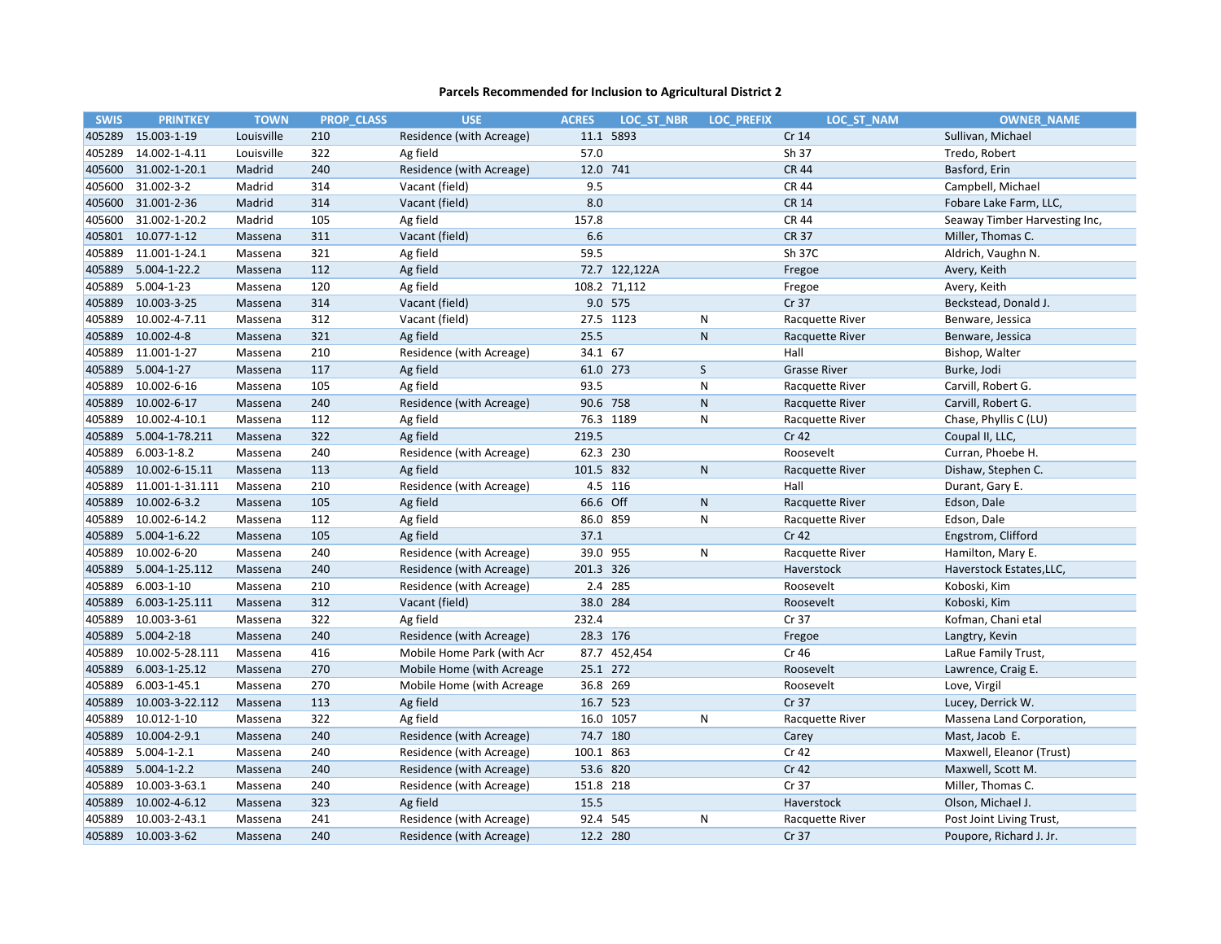### Parcels Recommended for Inclusion to Agricultural District 2

| SWIS | PRINTKEY | TOWN | PROP_CLASS | USE | ACRES | LOC_ST_NBR | LOC_PREFIX | LOC_ST_NAM | OWNER_NAME |
|---|---|---|---|---|---|---|---|---|---|
| 405289 | 15.003-1-19 | Louisville | 210 | Residence (with Acreage) | 11.1 | 5893 | | Cr 14 | Sullivan, Michael |
| 405289 | 14.002-1-4.11 | Louisville | 322 | Ag field | 57.0 | | | Sh 37 | Tredo, Robert |
| 405600 | 31.002-1-20.1 | Madrid | 240 | Residence (with Acreage) | 12.0 | 741 | | CR 44 | Basford, Erin |
| 405600 | 31.002-3-2 | Madrid | 314 | Vacant (field) | 9.5 | | | CR 44 | Campbell, Michael |
| 405600 | 31.001-2-36 | Madrid | 314 | Vacant (field) | 8.0 | | | CR 14 | Fobare Lake Farm, LLC, |
| 405600 | 31.002-1-20.2 | Madrid | 105 | Ag field | 157.8 | | | CR 44 | Seaway Timber Harvesting Inc, |
| 405801 | 10.077-1-12 | Massena | 311 | Vacant (field) | 6.6 | | | CR 37 | Miller, Thomas C. |
| 405889 | 11.001-1-24.1 | Massena | 321 | Ag field | 59.5 | | | Sh 37C | Aldrich, Vaughn N. |
| 405889 | 5.004-1-22.2 | Massena | 112 | Ag field | 72.7 | 122,122A | | Fregoe | Avery, Keith |
| 405889 | 5.004-1-23 | Massena | 120 | Ag field | 108.2 | 71,112 | | Fregoe | Avery, Keith |
| 405889 | 10.003-3-25 | Massena | 314 | Vacant (field) | 9.0 | 575 | | Cr 37 | Beckstead, Donald J. |
| 405889 | 10.002-4-7.11 | Massena | 312 | Vacant (field) | 27.5 | 1123 | N | Racquette River | Benware, Jessica |
| 405889 | 10.002-4-8 | Massena | 321 | Ag field | 25.5 | | N | Racquette River | Benware, Jessica |
| 405889 | 11.001-1-27 | Massena | 210 | Residence (with Acreage) | 34.1 | 67 | | Hall | Bishop, Walter |
| 405889 | 5.004-1-27 | Massena | 117 | Ag field | 61.0 | 273 | S | Grasse River | Burke, Jodi |
| 405889 | 10.002-6-16 | Massena | 105 | Ag field | 93.5 | | N | Racquette River | Carvill, Robert G. |
| 405889 | 10.002-6-17 | Massena | 240 | Residence (with Acreage) | 90.6 | 758 | N | Racquette River | Carvill, Robert G. |
| 405889 | 10.002-4-10.1 | Massena | 112 | Ag field | 76.3 | 1189 | N | Racquette River | Chase, Phyllis C (LU) |
| 405889 | 5.004-1-78.211 | Massena | 322 | Ag field | 219.5 | | | Cr 42 | Coupal II, LLC, |
| 405889 | 6.003-1-8.2 | Massena | 240 | Residence (with Acreage) | 62.3 | 230 | | Roosevelt | Curran, Phoebe H. |
| 405889 | 10.002-6-15.11 | Massena | 113 | Ag field | 101.5 | 832 | N | Racquette River | Dishaw, Stephen C. |
| 405889 | 11.001-1-31.111 | Massena | 210 | Residence (with Acreage) | 4.5 | 116 | | Hall | Durant, Gary E. |
| 405889 | 10.002-6-3.2 | Massena | 105 | Ag field | 66.6 | Off | N | Racquette River | Edson, Dale |
| 405889 | 10.002-6-14.2 | Massena | 112 | Ag field | 86.0 | 859 | N | Racquette River | Edson, Dale |
| 405889 | 5.004-1-6.22 | Massena | 105 | Ag field | 37.1 | | | Cr 42 | Engstrom, Clifford |
| 405889 | 10.002-6-20 | Massena | 240 | Residence (with Acreage) | 39.0 | 955 | N | Racquette River | Hamilton, Mary E. |
| 405889 | 5.004-1-25.112 | Massena | 240 | Residence (with Acreage) | 201.3 | 326 | | Haverstock | Haverstock Estates,LLC, |
| 405889 | 6.003-1-10 | Massena | 210 | Residence (with Acreage) | 2.4 | 285 | | Roosevelt | Koboski, Kim |
| 405889 | 6.003-1-25.111 | Massena | 312 | Vacant (field) | 38.0 | 284 | | Roosevelt | Koboski, Kim |
| 405889 | 10.003-3-61 | Massena | 322 | Ag field | 232.4 | | | Cr 37 | Kofman, Chani etal |
| 405889 | 5.004-2-18 | Massena | 240 | Residence (with Acreage) | 28.3 | 176 | | Fregoe | Langtry, Kevin |
| 405889 | 10.002-5-28.111 | Massena | 416 | Mobile Home Park (with Acr | 87.7 | 452,454 | | Cr 46 | LaRue Family Trust, |
| 405889 | 6.003-1-25.12 | Massena | 270 | Mobile Home (with Acreage | 25.1 | 272 | | Roosevelt | Lawrence, Craig E. |
| 405889 | 6.003-1-45.1 | Massena | 270 | Mobile Home (with Acreage | 36.8 | 269 | | Roosevelt | Love, Virgil |
| 405889 | 10.003-3-22.112 | Massena | 113 | Ag field | 16.7 | 523 | | Cr 37 | Lucey, Derrick W. |
| 405889 | 10.012-1-10 | Massena | 322 | Ag field | 16.0 | 1057 | N | Racquette River | Massena Land Corporation, |
| 405889 | 10.004-2-9.1 | Massena | 240 | Residence (with Acreage) | 74.7 | 180 | | Carey | Mast, Jacob E. |
| 405889 | 5.004-1-2.1 | Massena | 240 | Residence (with Acreage) | 100.1 | 863 | | Cr 42 | Maxwell, Eleanor (Trust) |
| 405889 | 5.004-1-2.2 | Massena | 240 | Residence (with Acreage) | 53.6 | 820 | | Cr 42 | Maxwell, Scott M. |
| 405889 | 10.003-3-63.1 | Massena | 240 | Residence (with Acreage) | 151.8 | 218 | | Cr 37 | Miller, Thomas C. |
| 405889 | 10.002-4-6.12 | Massena | 323 | Ag field | 15.5 | | | Haverstock | Olson, Michael J. |
| 405889 | 10.003-2-43.1 | Massena | 241 | Residence (with Acreage) | 92.4 | 545 | N | Racquette River | Post Joint Living Trust, |
| 405889 | 10.003-3-62 | Massena | 240 | Residence (with Acreage) | 12.2 | 280 | | Cr 37 | Poupore, Richard J. Jr. |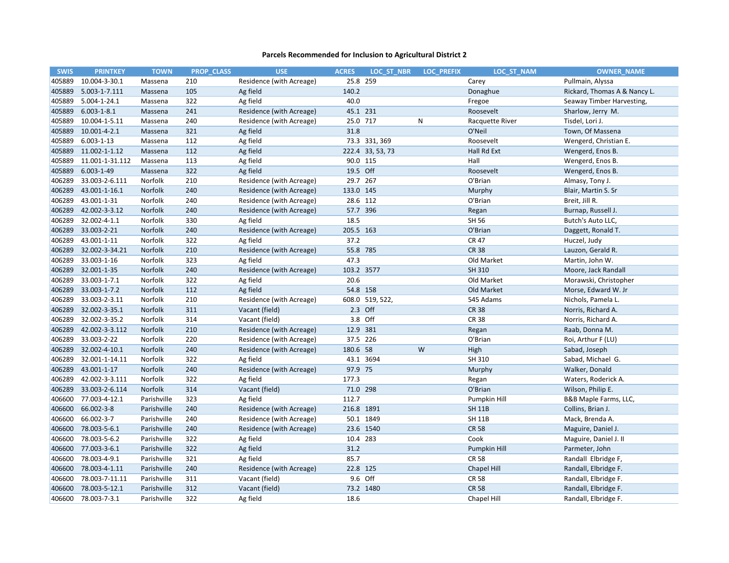### Parcels Recommended for Inclusion to Agricultural District 2

| SWIS | PRINTKEY | TOWN | PROP_CLASS | USE | ACRES | LOC_ST_NBR | LOC_PREFIX | LOC_ST_NAM | OWNER_NAME |
|---|---|---|---|---|---|---|---|---|---|
| 405889 | 10.004-3-30.1 | Massena | 210 | Residence (with Acreage) | 25.8 | 259 | | Carey | Pullmain, Alyssa |
| 405889 | 5.003-1-7.111 | Massena | 105 | Ag field | 140.2 | | | Donaghue | Rickard, Thomas A & Nancy L. |
| 405889 | 5.004-1-24.1 | Massena | 322 | Ag field | 40.0 | | | Fregoe | Seaway Timber Harvesting, |
| 405889 | 6.003-1-8.1 | Massena | 241 | Residence (with Acreage) | 45.1 | 231 | | Roosevelt | Sharlow, Jerry M. |
| 405889 | 10.004-1-5.11 | Massena | 240 | Residence (with Acreage) | 25.0 | 717 | N | Racquette River | Tisdel, Lori J. |
| 405889 | 10.001-4-2.1 | Massena | 321 | Ag field | 31.8 | | | O'Neil | Town, Of Massena |
| 405889 | 6.003-1-13 | Massena | 112 | Ag field | 73.3 | 331, 369 | | Roosevelt | Wengerd, Christian E. |
| 405889 | 11.002-1-1.12 | Massena | 112 | Ag field | 222.4 | 33, 53, 73 | | Hall Rd Ext | Wengerd, Enos B. |
| 405889 | 11.001-1-31.112 | Massena | 113 | Ag field | 90.0 | 115 | | Hall | Wengerd, Enos B. |
| 405889 | 6.003-1-49 | Massena | 322 | Ag field | 19.5 | Off | | Roosevelt | Wengerd, Enos B. |
| 406289 | 33.003-2-6.111 | Norfolk | 210 | Residence (with Acreage) | 29.7 | 267 | | O'Brian | Almasy, Tony J. |
| 406289 | 43.001-1-16.1 | Norfolk | 240 | Residence (with Acreage) | 133.0 | 145 | | Murphy | Blair, Martin S. Sr |
| 406289 | 43.001-1-31 | Norfolk | 240 | Residence (with Acreage) | 28.6 | 112 | | O'Brian | Breit, Jill R. |
| 406289 | 42.002-3-3.12 | Norfolk | 240 | Residence (with Acreage) | 57.7 | 396 | | Regan | Burnap, Russell J. |
| 406289 | 32.002-4-1.1 | Norfolk | 330 | Ag field | 18.5 | | | SH 56 | Butch's Auto LLC, |
| 406289 | 33.003-2-21 | Norfolk | 240 | Residence (with Acreage) | 205.5 | 163 | | O'Brian | Daggett, Ronald T. |
| 406289 | 43.001-1-11 | Norfolk | 322 | Ag field | 37.2 | | | CR 47 | Huczel, Judy |
| 406289 | 32.002-3-34.21 | Norfolk | 210 | Residence (with Acreage) | 55.8 | 785 | | CR 38 | Lauzon, Gerald R. |
| 406289 | 33.003-1-16 | Norfolk | 323 | Ag field | 47.3 | | | Old Market | Martin, John W. |
| 406289 | 32.001-1-35 | Norfolk | 240 | Residence (with Acreage) | 103.2 | 3577 | | SH 310 | Moore, Jack Randall |
| 406289 | 33.003-1-7.1 | Norfolk | 322 | Ag field | 20.6 | | | Old Market | Morawski, Christopher |
| 406289 | 33.003-1-7.2 | Norfolk | 112 | Ag field | 54.8 | 158 | | Old Market | Morse, Edward W. Jr |
| 406289 | 33.003-2-3.11 | Norfolk | 210 | Residence (with Acreage) | 608.0 | 519, 522, | | 545 Adams | Nichols, Pamela L. |
| 406289 | 32.002-3-35.1 | Norfolk | 311 | Vacant (field) | 2.3 | Off | | CR 38 | Norris, Richard A. |
| 406289 | 32.002-3-35.2 | Norfolk | 314 | Vacant (field) | 3.8 | Off | | CR 38 | Norris, Richard A. |
| 406289 | 42.002-3-3.112 | Norfolk | 210 | Residence (with Acreage) | 12.9 | 381 | | Regan | Raab, Donna M. |
| 406289 | 33.003-2-22 | Norfolk | 220 | Residence (with Acreage) | 37.5 | 226 | | O'Brian | Roi, Arthur F (LU) |
| 406289 | 32.002-4-10.1 | Norfolk | 240 | Residence (with Acreage) | 180.6 | 58 | W | High | Sabad, Joseph |
| 406289 | 32.001-1-14.11 | Norfolk | 322 | Ag field | 43.1 | 3694 | | SH 310 | Sabad, Michael G. |
| 406289 | 43.001-1-17 | Norfolk | 240 | Residence (with Acreage) | 97.9 | 75 | | Murphy | Walker, Donald |
| 406289 | 42.002-3-3.111 | Norfolk | 322 | Ag field | 177.3 | | | Regan | Waters, Roderick A. |
| 406289 | 33.003-2-6.114 | Norfolk | 314 | Vacant (field) | 71.0 | 298 | | O'Brian | Wilson, Philip E. |
| 406600 | 77.003-4-12.1 | Parishville | 323 | Ag field | 112.7 | | | Pumpkin Hill | B&B Maple Farms, LLC, |
| 406600 | 66.002-3-8 | Parishville | 240 | Residence (with Acreage) | 216.8 | 1891 | | SH 11B | Collins, Brian J. |
| 406600 | 66.002-3-7 | Parishville | 240 | Residence (with Acreage) | 50.1 | 1849 | | SH 11B | Mack, Brenda A. |
| 406600 | 78.003-5-6.1 | Parishville | 240 | Residence (with Acreage) | 23.6 | 1540 | | CR 58 | Maguire, Daniel J. |
| 406600 | 78.003-5-6.2 | Parishville | 322 | Ag field | 10.4 | 283 | | Cook | Maguire, Daniel J. II |
| 406600 | 77.003-3-6.1 | Parishville | 322 | Ag field | 31.2 | | | Pumpkin Hill | Parmeter, John |
| 406600 | 78.003-4-9.1 | Parishville | 321 | Ag field | 85.7 | | | CR 58 | Randall Elbridge F, |
| 406600 | 78.003-4-1.11 | Parishville | 240 | Residence (with Acreage) | 22.8 | 125 | | Chapel Hill | Randall, Elbridge F. |
| 406600 | 78.003-7-11.11 | Parishville | 311 | Vacant (field) | 9.6 | Off | | CR 58 | Randall, Elbridge F. |
| 406600 | 78.003-5-12.1 | Parishville | 312 | Vacant (field) | 73.2 | 1480 | | CR 58 | Randall, Elbridge F. |
| 406600 | 78.003-7-3.1 | Parishville | 322 | Ag field | 18.6 | | | Chapel Hill | Randall, Elbridge F. |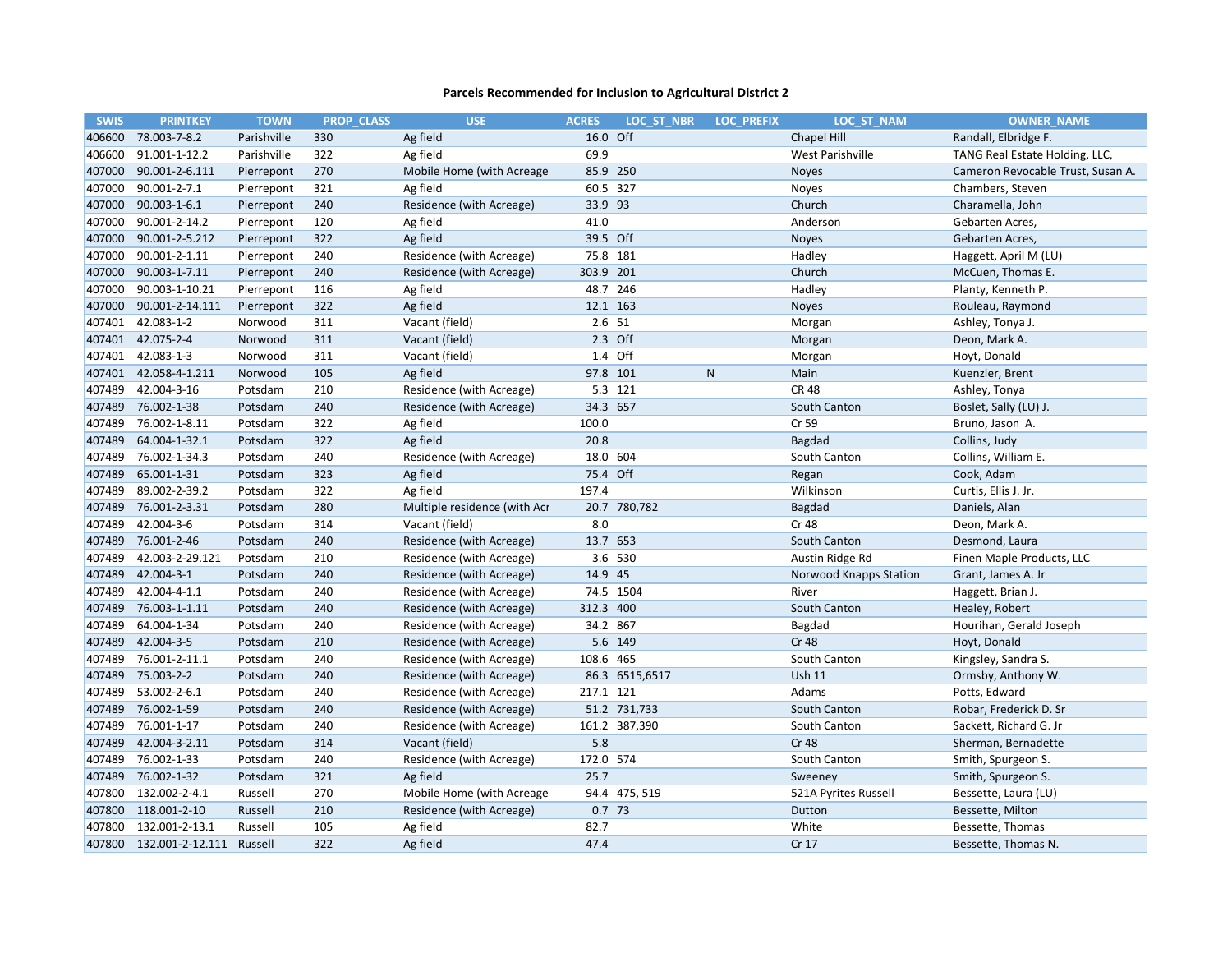### Parcels Recommended for Inclusion to Agricultural District 2

| SWIS | PRINTKEY | TOWN | PROP_CLASS | USE | ACRES | LOC_ST_NBR | LOC_PREFIX | LOC_ST_NAM | OWNER_NAME |
|---|---|---|---|---|---|---|---|---|---|
| 406600 | 78.003-7-8.2 | Parishville | 330 | Ag field | 16.0 | Off | | Chapel Hill | Randall, Elbridge F. |
| 406600 | 91.001-1-12.2 | Parishville | 322 | Ag field | 69.9 | | | West Parishville | TANG Real Estate Holding, LLC, |
| 407000 | 90.001-2-6.111 | Pierrepont | 270 | Mobile Home (with Acreage | 85.9 | 250 | | Noyes | Cameron Revocable Trust, Susan A. |
| 407000 | 90.001-2-7.1 | Pierrepont | 321 | Ag field | 60.5 | 327 | | Noyes | Chambers, Steven |
| 407000 | 90.003-1-6.1 | Pierrepont | 240 | Residence (with Acreage) | 33.9 | 93 | | Church | Charamella, John |
| 407000 | 90.001-2-14.2 | Pierrepont | 120 | Ag field | 41.0 | | | Anderson | Gebarten Acres, |
| 407000 | 90.001-2-5.212 | Pierrepont | 322 | Ag field | 39.5 | Off | | Noyes | Gebarten Acres, |
| 407000 | 90.001-2-1.11 | Pierrepont | 240 | Residence (with Acreage) | 75.8 | 181 | | Hadley | Haggett, April M (LU) |
| 407000 | 90.003-1-7.11 | Pierrepont | 240 | Residence (with Acreage) | 303.9 | 201 | | Church | McCuen, Thomas E. |
| 407000 | 90.003-1-10.21 | Pierrepont | 116 | Ag field | 48.7 | 246 | | Hadley | Planty, Kenneth P. |
| 407000 | 90.001-2-14.111 | Pierrepont | 322 | Ag field | 12.1 | 163 | | Noyes | Rouleau, Raymond |
| 407401 | 42.083-1-2 | Norwood | 311 | Vacant (field) | 2.6 | 51 | | Morgan | Ashley, Tonya J. |
| 407401 | 42.075-2-4 | Norwood | 311 | Vacant (field) | 2.3 | Off | | Morgan | Deon, Mark A. |
| 407401 | 42.083-1-3 | Norwood | 311 | Vacant (field) | 1.4 | Off | | Morgan | Hoyt, Donald |
| 407401 | 42.058-4-1.211 | Norwood | 105 | Ag field | 97.8 | 101 | N | Main | Kuenzler, Brent |
| 407489 | 42.004-3-16 | Potsdam | 210 | Residence (with Acreage) | 5.3 | 121 | | CR 48 | Ashley, Tonya |
| 407489 | 76.002-1-38 | Potsdam | 240 | Residence (with Acreage) | 34.3 | 657 | | South Canton | Boslet, Sally (LU) J. |
| 407489 | 76.002-1-8.11 | Potsdam | 322 | Ag field | 100.0 | | | Cr 59 | Bruno, Jason A. |
| 407489 | 64.004-1-32.1 | Potsdam | 322 | Ag field | 20.8 | | | Bagdad | Collins, Judy |
| 407489 | 76.002-1-34.3 | Potsdam | 240 | Residence (with Acreage) | 18.0 | 604 | | South Canton | Collins, William E. |
| 407489 | 65.001-1-31 | Potsdam | 323 | Ag field | 75.4 | Off | | Regan | Cook, Adam |
| 407489 | 89.002-2-39.2 | Potsdam | 322 | Ag field | 197.4 | | | Wilkinson | Curtis, Ellis J. Jr. |
| 407489 | 76.001-2-3.31 | Potsdam | 280 | Multiple residence (with Acr | 20.7 | 780,782 | | Bagdad | Daniels, Alan |
| 407489 | 42.004-3-6 | Potsdam | 314 | Vacant (field) | 8.0 | | | Cr 48 | Deon, Mark A. |
| 407489 | 76.001-2-46 | Potsdam | 240 | Residence (with Acreage) | 13.7 | 653 | | South Canton | Desmond, Laura |
| 407489 | 42.003-2-29.121 | Potsdam | 210 | Residence (with Acreage) | 3.6 | 530 | | Austin Ridge Rd | Finen Maple Products, LLC |
| 407489 | 42.004-3-1 | Potsdam | 240 | Residence (with Acreage) | 14.9 | 45 | | Norwood Knapps Station | Grant, James A. Jr |
| 407489 | 42.004-4-1.1 | Potsdam | 240 | Residence (with Acreage) | 74.5 | 1504 | | River | Haggett, Brian J. |
| 407489 | 76.003-1-1.11 | Potsdam | 240 | Residence (with Acreage) | 312.3 | 400 | | South Canton | Healey, Robert |
| 407489 | 64.004-1-34 | Potsdam | 240 | Residence (with Acreage) | 34.2 | 867 | | Bagdad | Hourihan, Gerald Joseph |
| 407489 | 42.004-3-5 | Potsdam | 210 | Residence (with Acreage) | 5.6 | 149 | | Cr 48 | Hoyt, Donald |
| 407489 | 76.001-2-11.1 | Potsdam | 240 | Residence (with Acreage) | 108.6 | 465 | | South Canton | Kingsley, Sandra S. |
| 407489 | 75.003-2-2 | Potsdam | 240 | Residence (with Acreage) | 86.3 | 6515,6517 | | Ush 11 | Ormsby, Anthony W. |
| 407489 | 53.002-2-6.1 | Potsdam | 240 | Residence (with Acreage) | 217.1 | 121 | | Adams | Potts, Edward |
| 407489 | 76.002-1-59 | Potsdam | 240 | Residence (with Acreage) | 51.2 | 731,733 | | South Canton | Robar, Frederick D. Sr |
| 407489 | 76.001-1-17 | Potsdam | 240 | Residence (with Acreage) | 161.2 | 387,390 | | South Canton | Sackett, Richard G. Jr |
| 407489 | 42.004-3-2.11 | Potsdam | 314 | Vacant (field) | 5.8 | | | Cr 48 | Sherman, Bernadette |
| 407489 | 76.002-1-33 | Potsdam | 240 | Residence (with Acreage) | 172.0 | 574 | | South Canton | Smith, Spurgeon S. |
| 407489 | 76.002-1-32 | Potsdam | 321 | Ag field | 25.7 | | | Sweeney | Smith, Spurgeon S. |
| 407800 | 132.002-2-4.1 | Russell | 270 | Mobile Home (with Acreage | 94.4 | 475, 519 | | 521A Pyrites Russell | Bessette, Laura (LU) |
| 407800 | 118.001-2-10 | Russell | 210 | Residence (with Acreage) | 0.7 | 73 | | Dutton | Bessette, Milton |
| 407800 | 132.001-2-13.1 | Russell | 105 | Ag field | 82.7 | | | White | Bessette, Thomas |
| 407800 | 132.001-2-12.111 | Russell | 322 | Ag field | 47.4 | | | Cr 17 | Bessette, Thomas N. |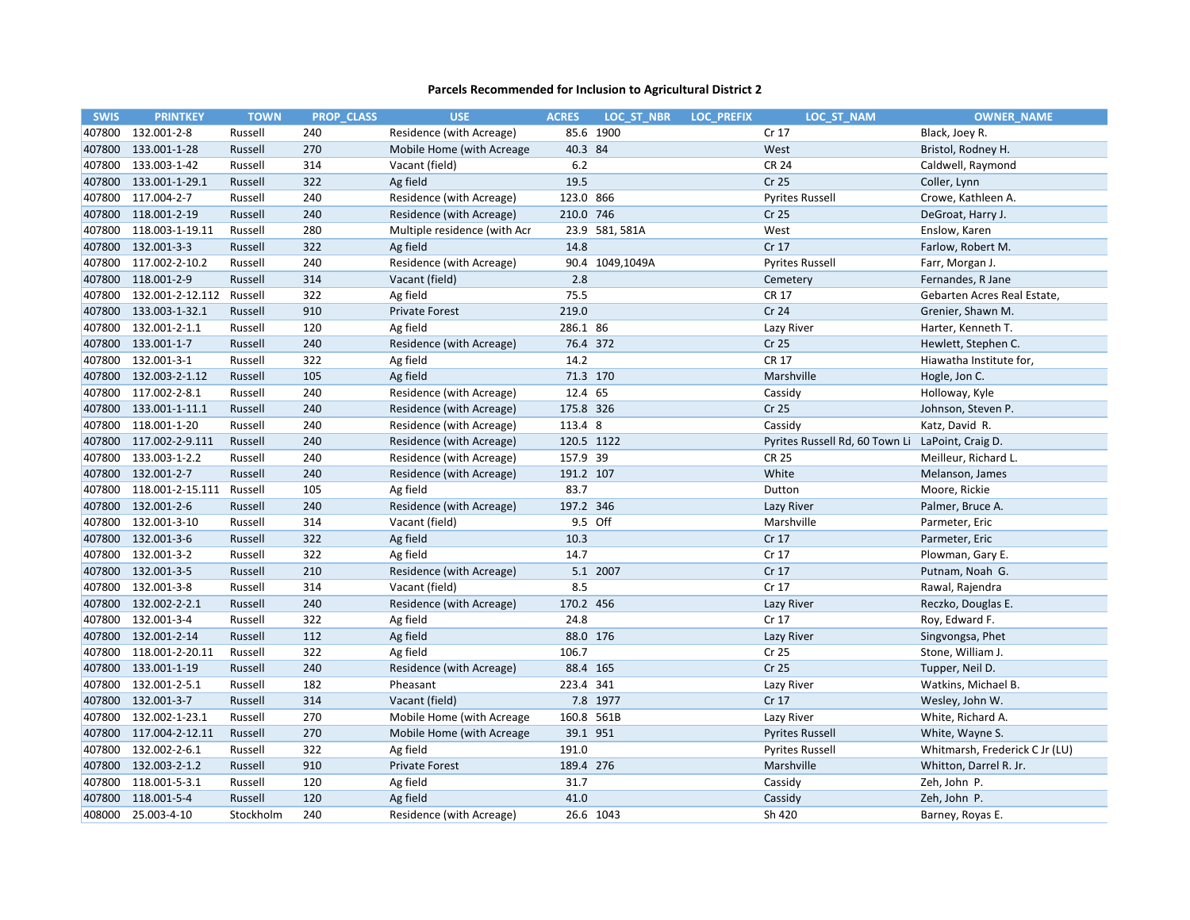**Parcels Recommended for Inclusion to Agricultural District 2**

| SWIS | PRINTKEY | TOWN | PROP_CLASS | USE | ACRES | LOC_ST_NBR | LOC_PREFIX | LOC_ST_NAM | OWNER_NAME |
|---|---|---|---|---|---|---|---|---|---|
| 407800 | 132.001-2-8 | Russell | 240 | Residence (with Acreage) | 85.6 | 1900 | | Cr 17 | Black, Joey R. |
| 407800 | 133.001-1-28 | Russell | 270 | Mobile Home (with Acreage | 40.3 | 84 | | West | Bristol, Rodney H. |
| 407800 | 133.003-1-42 | Russell | 314 | Vacant (field) | 6.2 | | | CR 24 | Caldwell, Raymond |
| 407800 | 133.001-1-29.1 | Russell | 322 | Ag field | 19.5 | | | Cr 25 | Coller, Lynn |
| 407800 | 117.004-2-7 | Russell | 240 | Residence (with Acreage) | 123.0 | 866 | | Pyrites Russell | Crowe, Kathleen A. |
| 407800 | 118.001-2-19 | Russell | 240 | Residence (with Acreage) | 210.0 | 746 | | Cr 25 | DeGroat, Harry J. |
| 407800 | 118.003-1-19.11 | Russell | 280 | Multiple residence (with Acr | 23.9 | 581, 581A | | West | Enslow, Karen |
| 407800 | 132.001-3-3 | Russell | 322 | Ag field | 14.8 | | | Cr 17 | Farlow, Robert M. |
| 407800 | 117.002-2-10.2 | Russell | 240 | Residence (with Acreage) | 90.4 | 1049,1049A | | Pyrites Russell | Farr, Morgan J. |
| 407800 | 118.001-2-9 | Russell | 314 | Vacant (field) | 2.8 | | | Cemetery | Fernandes, R Jane |
| 407800 | 132.001-2-12.112 | Russell | 322 | Ag field | 75.5 | | | CR 17 | Gebarten Acres Real Estate, |
| 407800 | 133.003-1-32.1 | Russell | 910 | Private Forest | 219.0 | | | Cr 24 | Grenier, Shawn M. |
| 407800 | 132.001-2-1.1 | Russell | 120 | Ag field | 286.1 | 86 | | Lazy River | Harter, Kenneth T. |
| 407800 | 133.001-1-7 | Russell | 240 | Residence (with Acreage) | 76.4 | 372 | | Cr 25 | Hewlett, Stephen C. |
| 407800 | 132.001-3-1 | Russell | 322 | Ag field | 14.2 | | | CR 17 | Hiawatha Institute for, |
| 407800 | 132.003-2-1.12 | Russell | 105 | Ag field | 71.3 | 170 | | Marshville | Hogle, Jon C. |
| 407800 | 117.002-2-8.1 | Russell | 240 | Residence (with Acreage) | 12.4 | 65 | | Cassidy | Holloway, Kyle |
| 407800 | 133.001-1-11.1 | Russell | 240 | Residence (with Acreage) | 175.8 | 326 | | Cr 25 | Johnson, Steven P. |
| 407800 | 118.001-1-20 | Russell | 240 | Residence (with Acreage) | 113.4 | 8 | | Cassidy | Katz, David R. |
| 407800 | 117.002-2-9.111 | Russell | 240 | Residence (with Acreage) | 120.5 | 1122 | | Pyrites Russell Rd, 60 Town Li | LaPoint, Craig D. |
| 407800 | 133.003-1-2.2 | Russell | 240 | Residence (with Acreage) | 157.9 | 39 | | CR 25 | Meilleur, Richard L. |
| 407800 | 132.001-2-7 | Russell | 240 | Residence (with Acreage) | 191.2 | 107 | | White | Melanson, James |
| 407800 | 118.001-2-15.111 | Russell | 105 | Ag field | 83.7 | | | Dutton | Moore, Rickie |
| 407800 | 132.001-2-6 | Russell | 240 | Residence (with Acreage) | 197.2 | 346 | | Lazy River | Palmer, Bruce A. |
| 407800 | 132.001-3-10 | Russell | 314 | Vacant (field) | 9.5 | Off | | Marshville | Parmeter, Eric |
| 407800 | 132.001-3-6 | Russell | 322 | Ag field | 10.3 | | | Cr 17 | Parmeter, Eric |
| 407800 | 132.001-3-2 | Russell | 322 | Ag field | 14.7 | | | Cr 17 | Plowman, Gary E. |
| 407800 | 132.001-3-5 | Russell | 210 | Residence (with Acreage) | 5.1 | 2007 | | Cr 17 | Putnam, Noah G. |
| 407800 | 132.001-3-8 | Russell | 314 | Vacant (field) | 8.5 | | | Cr 17 | Rawal, Rajendra |
| 407800 | 132.002-2-2.1 | Russell | 240 | Residence (with Acreage) | 170.2 | 456 | | Lazy River | Reczko, Douglas E. |
| 407800 | 132.001-3-4 | Russell | 322 | Ag field | 24.8 | | | Cr 17 | Roy, Edward F. |
| 407800 | 132.001-2-14 | Russell | 112 | Ag field | 88.0 | 176 | | Lazy River | Singvongsa, Phet |
| 407800 | 118.001-2-20.11 | Russell | 322 | Ag field | 106.7 | | | Cr 25 | Stone, William J. |
| 407800 | 133.001-1-19 | Russell | 240 | Residence (with Acreage) | 88.4 | 165 | | Cr 25 | Tupper, Neil D. |
| 407800 | 132.001-2-5.1 | Russell | 182 | Pheasant | 223.4 | 341 | | Lazy River | Watkins, Michael B. |
| 407800 | 132.001-3-7 | Russell | 314 | Vacant (field) | 7.8 | 1977 | | Cr 17 | Wesley, John W. |
| 407800 | 132.002-1-23.1 | Russell | 270 | Mobile Home (with Acreage | 160.8 | 561B | | Lazy River | White, Richard A. |
| 407800 | 117.004-2-12.11 | Russell | 270 | Mobile Home (with Acreage | 39.1 | 951 | | Pyrites Russell | White, Wayne S. |
| 407800 | 132.002-2-6.1 | Russell | 322 | Ag field | 191.0 | | | Pyrites Russell | Whitmarsh, Frederick C Jr (LU) |
| 407800 | 132.003-2-1.2 | Russell | 910 | Private Forest | 189.4 | 276 | | Marshville | Whitton, Darrel R. Jr. |
| 407800 | 118.001-5-3.1 | Russell | 120 | Ag field | 31.7 | | | Cassidy | Zeh, John P. |
| 407800 | 118.001-5-4 | Russell | 120 | Ag field | 41.0 | | | Cassidy | Zeh, John P. |
| 408000 | 25.003-4-10 | Stockholm | 240 | Residence (with Acreage) | 26.6 | 1043 | | Sh 420 | Barney, Royas E. |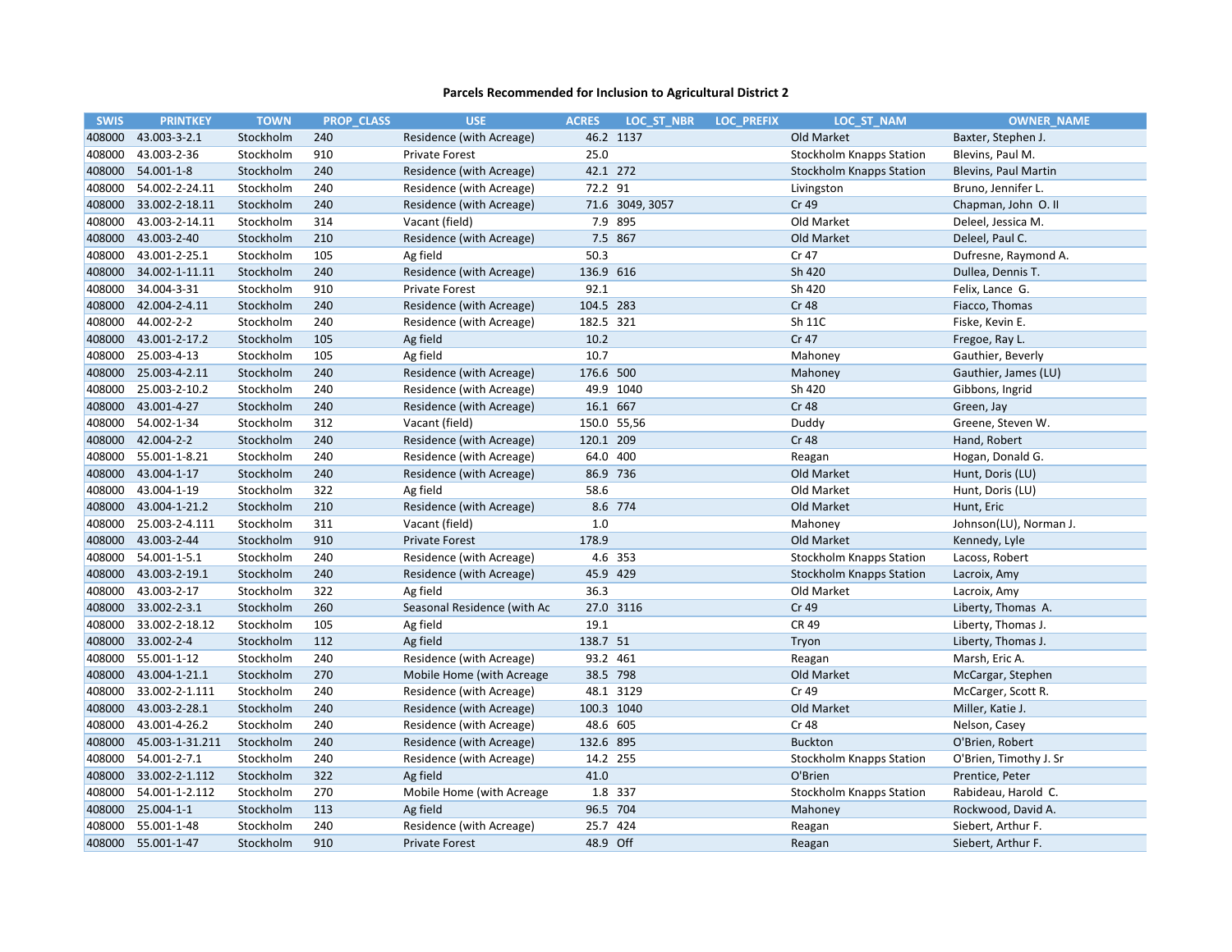## Parcels Recommended for Inclusion to Agricultural District 2

| SWIS | PRINTKEY | TOWN | PROP_CLASS | USE | ACRES | LOC_ST_NBR | LOC_PREFIX | LOC_ST_NAM | OWNER_NAME |
|---|---|---|---|---|---|---|---|---|---|
| 408000 | 43.003-3-2.1 | Stockholm | 240 | Residence (with Acreage) | 46.2 | 1137 | | Old Market | Baxter, Stephen J. |
| 408000 | 43.003-2-36 | Stockholm | 910 | Private Forest | 25.0 | | | Stockholm Knapps Station | Blevins, Paul M. |
| 408000 | 54.001-1-8 | Stockholm | 240 | Residence (with Acreage) | 42.1 | 272 | | Stockholm Knapps Station | Blevins, Paul Martin |
| 408000 | 54.002-2-24.11 | Stockholm | 240 | Residence (with Acreage) | 72.2 | 91 | | Livingston | Bruno, Jennifer L. |
| 408000 | 33.002-2-18.11 | Stockholm | 240 | Residence (with Acreage) | 71.6 | 3049, 3057 | | Cr 49 | Chapman, John O. II |
| 408000 | 43.003-2-14.11 | Stockholm | 314 | Vacant (field) | 7.9 | 895 | | Old Market | Deleel, Jessica M. |
| 408000 | 43.003-2-40 | Stockholm | 210 | Residence (with Acreage) | 7.5 | 867 | | Old Market | Deleel, Paul C. |
| 408000 | 43.001-2-25.1 | Stockholm | 105 | Ag field | 50.3 | | | Cr 47 | Dufresne, Raymond A. |
| 408000 | 34.002-1-11.11 | Stockholm | 240 | Residence (with Acreage) | 136.9 | 616 | | Sh 420 | Dullea, Dennis T. |
| 408000 | 34.004-3-31 | Stockholm | 910 | Private Forest | 92.1 | | | Sh 420 | Felix, Lance G. |
| 408000 | 42.004-2-4.11 | Stockholm | 240 | Residence (with Acreage) | 104.5 | 283 | | Cr 48 | Fiacco, Thomas |
| 408000 | 44.002-2-2 | Stockholm | 240 | Residence (with Acreage) | 182.5 | 321 | | Sh 11C | Fiske, Kevin E. |
| 408000 | 43.001-2-17.2 | Stockholm | 105 | Ag field | 10.2 | | | Cr 47 | Fregoe, Ray L. |
| 408000 | 25.003-4-13 | Stockholm | 105 | Ag field | 10.7 | | | Mahoney | Gauthier, Beverly |
| 408000 | 25.003-4-2.11 | Stockholm | 240 | Residence (with Acreage) | 176.6 | 500 | | Mahoney | Gauthier, James (LU) |
| 408000 | 25.003-2-10.2 | Stockholm | 240 | Residence (with Acreage) | 49.9 | 1040 | | Sh 420 | Gibbons, Ingrid |
| 408000 | 43.001-4-27 | Stockholm | 240 | Residence (with Acreage) | 16.1 | 667 | | Cr 48 | Green, Jay |
| 408000 | 54.002-1-34 | Stockholm | 312 | Vacant (field) | 150.0 | 55,56 | | Duddy | Greene, Steven W. |
| 408000 | 42.004-2-2 | Stockholm | 240 | Residence (with Acreage) | 120.1 | 209 | | Cr 48 | Hand, Robert |
| 408000 | 55.001-1-8.21 | Stockholm | 240 | Residence (with Acreage) | 64.0 | 400 | | Reagan | Hogan, Donald G. |
| 408000 | 43.004-1-17 | Stockholm | 240 | Residence (with Acreage) | 86.9 | 736 | | Old Market | Hunt, Doris (LU) |
| 408000 | 43.004-1-19 | Stockholm | 322 | Ag field | 58.6 | | | Old Market | Hunt, Doris (LU) |
| 408000 | 43.004-1-21.2 | Stockholm | 210 | Residence (with Acreage) | 8.6 | 774 | | Old Market | Hunt, Eric |
| 408000 | 25.003-2-4.111 | Stockholm | 311 | Vacant (field) | 1.0 | | | Mahoney | Johnson(LU), Norman J. |
| 408000 | 43.003-2-44 | Stockholm | 910 | Private Forest | 178.9 | | | Old Market | Kennedy, Lyle |
| 408000 | 54.001-1-5.1 | Stockholm | 240 | Residence (with Acreage) | 4.6 | 353 | | Stockholm Knapps Station | Lacoss, Robert |
| 408000 | 43.003-2-19.1 | Stockholm | 240 | Residence (with Acreage) | 45.9 | 429 | | Stockholm Knapps Station | Lacroix, Amy |
| 408000 | 43.003-2-17 | Stockholm | 322 | Ag field | 36.3 | | | Old Market | Lacroix, Amy |
| 408000 | 33.002-2-3.1 | Stockholm | 260 | Seasonal Residence (with Ac | 27.0 | 3116 | | Cr 49 | Liberty, Thomas A. |
| 408000 | 33.002-2-18.12 | Stockholm | 105 | Ag field | 19.1 | | | CR 49 | Liberty, Thomas J. |
| 408000 | 33.002-2-4 | Stockholm | 112 | Ag field | 138.7 | 51 | | Tryon | Liberty, Thomas J. |
| 408000 | 55.001-1-12 | Stockholm | 240 | Residence (with Acreage) | 93.2 | 461 | | Reagan | Marsh, Eric A. |
| 408000 | 43.004-1-21.1 | Stockholm | 270 | Mobile Home (with Acreage | 38.5 | 798 | | Old Market | McCargar, Stephen |
| 408000 | 33.002-2-1.111 | Stockholm | 240 | Residence (with Acreage) | 48.1 | 3129 | | Cr 49 | McCarger, Scott R. |
| 408000 | 43.003-2-28.1 | Stockholm | 240 | Residence (with Acreage) | 100.3 | 1040 | | Old Market | Miller, Katie J. |
| 408000 | 43.001-4-26.2 | Stockholm | 240 | Residence (with Acreage) | 48.6 | 605 | | Cr 48 | Nelson, Casey |
| 408000 | 45.003-1-31.211 | Stockholm | 240 | Residence (with Acreage) | 132.6 | 895 | | Buckton | O'Brien, Robert |
| 408000 | 54.001-2-7.1 | Stockholm | 240 | Residence (with Acreage) | 14.2 | 255 | | Stockholm Knapps Station | O'Brien, Timothy J. Sr |
| 408000 | 33.002-2-1.112 | Stockholm | 322 | Ag field | 41.0 | | | O'Brien | Prentice, Peter |
| 408000 | 54.001-1-2.112 | Stockholm | 270 | Mobile Home (with Acreage | 1.8 | 337 | | Stockholm Knapps Station | Rabideau, Harold C. |
| 408000 | 25.004-1-1 | Stockholm | 113 | Ag field | 96.5 | 704 | | Mahoney | Rockwood, David A. |
| 408000 | 55.001-1-48 | Stockholm | 240 | Residence (with Acreage) | 25.7 | 424 | | Reagan | Siebert, Arthur F. |
| 408000 | 55.001-1-47 | Stockholm | 910 | Private Forest | 48.9 | Off | | Reagan | Siebert, Arthur F. |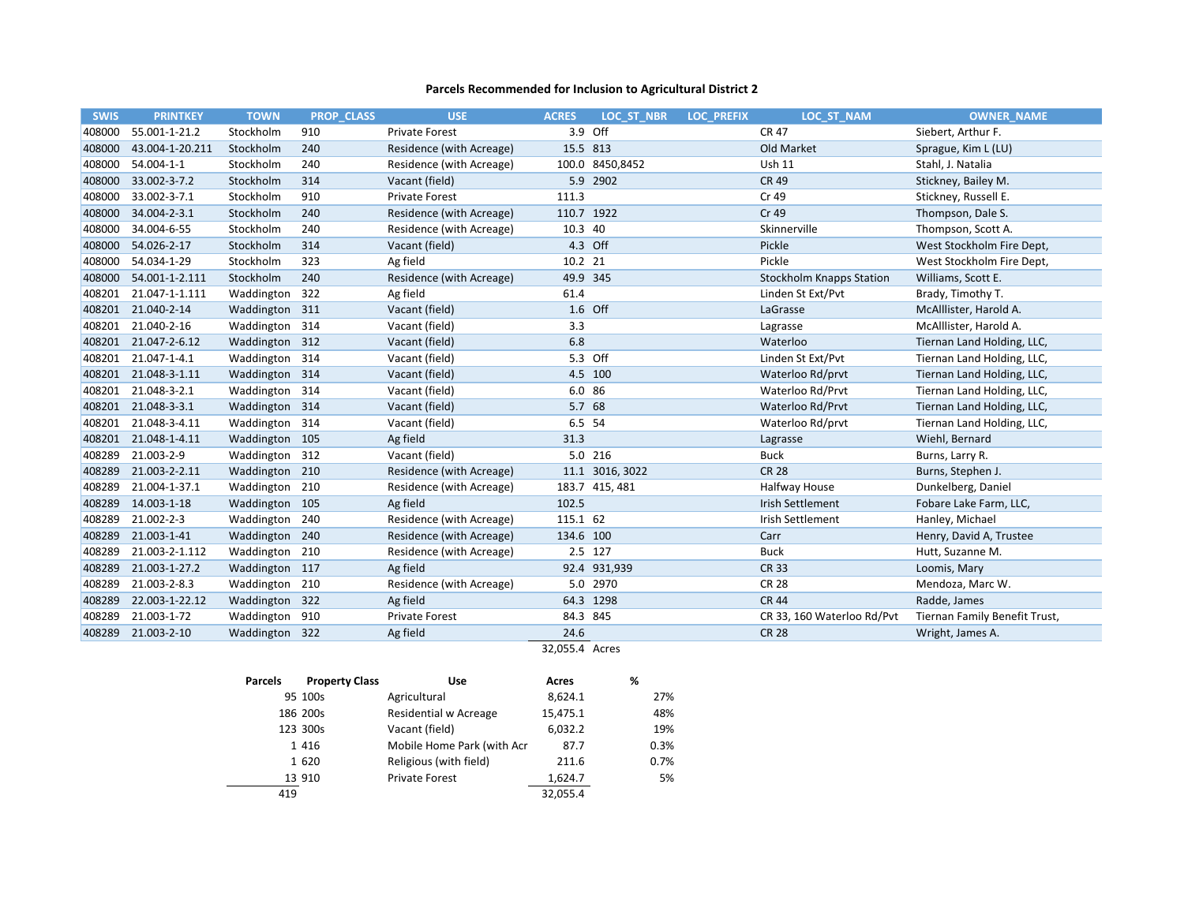**Parcels Recommended for Inclusion to Agricultural District 2**

| SWIS | PRINTKEY | TOWN | PROP_CLASS | USE | ACRES | LOC_ST_NBR | LOC_PREFIX | LOC_ST_NAM | OWNER_NAME |
|---|---|---|---|---|---|---|---|---|---|
| 408000 | 55.001-1-21.2 | Stockholm | 910 | Private Forest | 3.9 | Off | | CR 47 | Siebert, Arthur F. |
| 408000 | 43.004-1-20.211 | Stockholm | 240 | Residence (with Acreage) | 15.5 | 813 | | Old Market | Sprague, Kim L (LU) |
| 408000 | 54.004-1-1 | Stockholm | 240 | Residence (with Acreage) | 100.0 | 8450,8452 | | Ush 11 | Stahl, J. Natalia |
| 408000 | 33.002-3-7.2 | Stockholm | 314 | Vacant (field) | 5.9 | 2902 | | CR 49 | Stickney, Bailey M. |
| 408000 | 33.002-3-7.1 | Stockholm | 910 | Private Forest | 111.3 | | | Cr 49 | Stickney, Russell E. |
| 408000 | 34.004-2-3.1 | Stockholm | 240 | Residence (with Acreage) | 110.7 | 1922 | | Cr 49 | Thompson, Dale S. |
| 408000 | 34.004-6-55 | Stockholm | 240 | Residence (with Acreage) | 10.3 | 40 | | Skinnerville | Thompson, Scott A. |
| 408000 | 54.026-2-17 | Stockholm | 314 | Vacant (field) | 4.3 | Off | | Pickle | West Stockholm Fire Dept, |
| 408000 | 54.034-1-29 | Stockholm | 323 | Ag field | 10.2 | 21 | | Pickle | West Stockholm Fire Dept, |
| 408000 | 54.001-1-2.111 | Stockholm | 240 | Residence (with Acreage) | 49.9 | 345 | | Stockholm Knapps Station | Williams, Scott E. |
| 408201 | 21.047-1-1.111 | Waddington | 322 | Ag field | 61.4 | | | Linden St Ext/Pvt | Brady, Timothy T. |
| 408201 | 21.040-2-14 | Waddington | 311 | Vacant (field) | 1.6 | Off | | LaGrasse | McAlllister, Harold A. |
| 408201 | 21.040-2-16 | Waddington | 314 | Vacant (field) | 3.3 | | | Lagrasse | McAlllister, Harold A. |
| 408201 | 21.047-2-6.12 | Waddington | 312 | Vacant (field) | 6.8 | | | Waterloo | Tiernan Land Holding, LLC, |
| 408201 | 21.047-1-4.1 | Waddington | 314 | Vacant (field) | 5.3 | Off | | Linden St Ext/Pvt | Tiernan Land Holding, LLC, |
| 408201 | 21.048-3-1.11 | Waddington | 314 | Vacant (field) | 4.5 | 100 | | Waterloo Rd/prvt | Tiernan Land Holding, LLC, |
| 408201 | 21.048-3-2.1 | Waddington | 314 | Vacant (field) | 6.0 | 86 | | Waterloo Rd/Prvt | Tiernan Land Holding, LLC, |
| 408201 | 21.048-3-3.1 | Waddington | 314 | Vacant (field) | 5.7 | 68 | | Waterloo Rd/Prvt | Tiernan Land Holding, LLC, |
| 408201 | 21.048-3-4.11 | Waddington | 314 | Vacant (field) | 6.5 | 54 | | Waterloo Rd/prvt | Tiernan Land Holding, LLC, |
| 408201 | 21.048-1-4.11 | Waddington | 105 | Ag field | 31.3 | | | Lagrasse | Wiehl, Bernard |
| 408289 | 21.003-2-9 | Waddington | 312 | Vacant (field) | 5.0 | 216 | | Buck | Burns, Larry R. |
| 408289 | 21.003-2-2.11 | Waddington | 210 | Residence (with Acreage) | 11.1 | 3016, 3022 | | CR 28 | Burns, Stephen J. |
| 408289 | 21.004-1-37.1 | Waddington | 210 | Residence (with Acreage) | 183.7 | 415, 481 | | Halfway House | Dunkelberg, Daniel |
| 408289 | 14.003-1-18 | Waddington | 105 | Ag field | 102.5 | | | Irish Settlement | Fobare Lake Farm, LLC, |
| 408289 | 21.002-2-3 | Waddington | 240 | Residence (with Acreage) | 115.1 | 62 | | Irish Settlement | Hanley, Michael |
| 408289 | 21.003-1-41 | Waddington | 240 | Residence (with Acreage) | 134.6 | 100 | | Carr | Henry, David A, Trustee |
| 408289 | 21.003-2-1.112 | Waddington | 210 | Residence (with Acreage) | 2.5 | 127 | | Buck | Hutt, Suzanne M. |
| 408289 | 21.003-1-27.2 | Waddington | 117 | Ag field | 92.4 | 931,939 | | CR 33 | Loomis, Mary |
| 408289 | 21.003-2-8.3 | Waddington | 210 | Residence (with Acreage) | 5.0 | 2970 | | CR 28 | Mendoza, Marc W. |
| 408289 | 22.003-1-22.12 | Waddington | 322 | Ag field | 64.3 | 1298 | | CR 44 | Radde, James |
| 408289 | 21.003-1-72 | Waddington | 910 | Private Forest | 84.3 | 845 | | CR 33, 160 Waterloo Rd/Pvt | Tiernan Family Benefit Trust, |
| 408289 | 21.003-2-10 | Waddington | 322 | Ag field | 24.6 | | | CR 28 | Wright, James A. |
| | | | | | 32,055.4 | Acres | | | |

| Parcels | Property Class | Use | Acres | % |
|---|---|---|---|---|
| 95 | 100s | Agricultural | 8,624.1 | 27% |
| 186 | 200s | Residential w Acreage | 15,475.1 | 48% |
| 123 | 300s | Vacant (field) | 6,032.2 | 19% |
| 1 | 416 | Mobile Home Park (with Acr | 87.7 | 0.3% |
| 1 | 620 | Religious (with field) | 211.6 | 0.7% |
| 13 | 910 | Private Forest | 1,624.7 | 5% |
| 419 | | | 32,055.4 | |